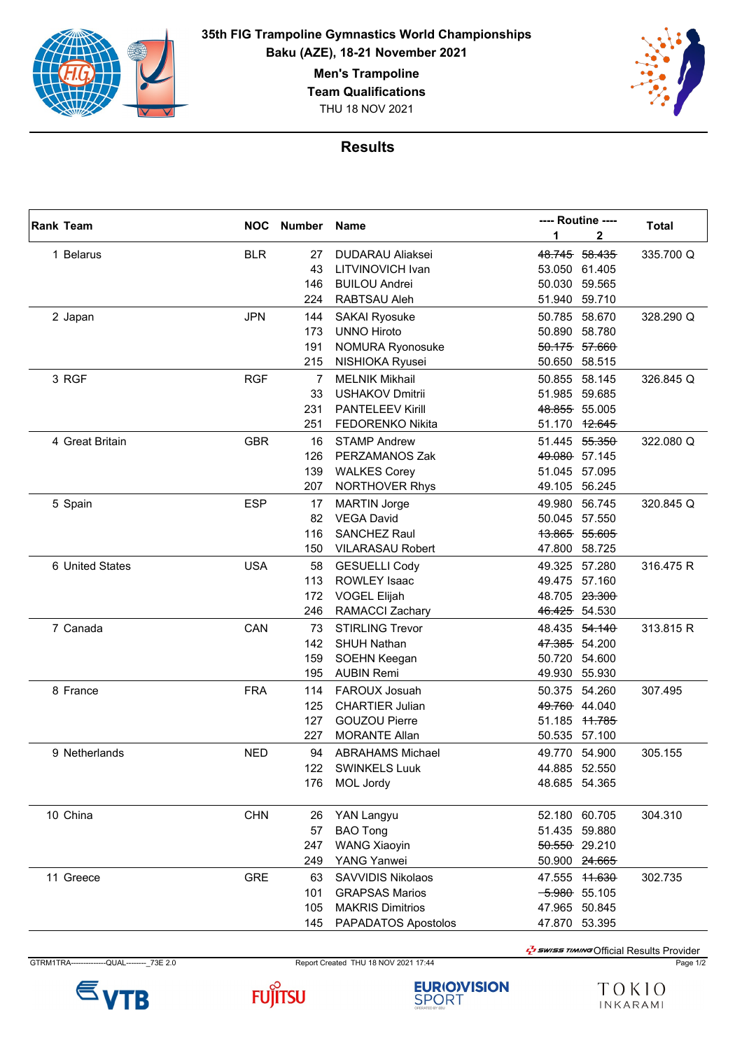# 35th FIG Trampoline Gymnastics World Championships

**Baku (AZE), 18-21 November 2021**

**Men's Trampoline**

**Team Qualifications**

THU 18 NOV 2021

## Results

| Rank | Team | NOC | Number | Name | Routine 1 | Routine 2 | Total |
|---|---|---|---|---|---|---|---|
| 1 | Belarus | BLR | 27 | DUDARAU Aliaksei | ~~48.745~~ | ~~58.435~~ | 335.700 Q |
| | | | 43 | LITVINOVICH Ivan | 53.050 | 61.405 | |
| | | | 146 | BUILOU Andrei | 50.030 | 59.565 | |
| | | | 224 | RABTSAU Aleh | 51.940 | 59.710 | |
| 2 | Japan | JPN | 144 | SAKAI Ryosuke | 50.785 | 58.670 | 328.290 Q |
| | | | 173 | UNNO Hiroto | 50.890 | 58.780 | |
| | | | 191 | NOMURA Ryonosuke | ~~50.175~~ | ~~57.660~~ | |
| | | | 215 | NISHIOKA Ryusei | 50.650 | 58.515 | |
| 3 | RGF | RGF | 7 | MELNIK Mikhail | 50.855 | 58.145 | 326.845 Q |
| | | | 33 | USHAKOV Dmitrii | 51.985 | 59.685 | |
| | | | 231 | PANTELEEV Kirill | ~~48.855~~ | 55.005 | |
| | | | 251 | FEDORENKO Nikita | 51.170 | ~~12.645~~ | |
| 4 | Great Britain | GBR | 16 | STAMP Andrew | 51.445 | ~~55.350~~ | 322.080 Q |
| | | | 126 | PERZAMANOS Zak | ~~49.080~~ | 57.145 | |
| | | | 139 | WALKES Corey | 51.045 | 57.095 | |
| | | | 207 | NORTHOVER Rhys | 49.105 | 56.245 | |
| 5 | Spain | ESP | 17 | MARTIN Jorge | 49.980 | 56.745 | 320.845 Q |
| | | | 82 | VEGA David | 50.045 | 57.550 | |
| | | | 116 | SANCHEZ Raul | ~~13.865~~ | ~~55.605~~ | |
| | | | 150 | VILARASAU Robert | 47.800 | 58.725 | |
| 6 | United States | USA | 58 | GESUELLI Cody | 49.325 | 57.280 | 316.475 R |
| | | | 113 | ROWLEY Isaac | 49.475 | 57.160 | |
| | | | 172 | VOGEL Elijah | 48.705 | ~~23.300~~ | |
| | | | 246 | RAMACCI Zachary | ~~46.425~~ | 54.530 | |
| 7 | Canada | CAN | 73 | STIRLING Trevor | 48.435 | ~~54.140~~ | 313.815 R |
| | | | 142 | SHUH Nathan | ~~47.385~~ | 54.200 | |
| | | | 159 | SOEHN Keegan | 50.720 | 54.600 | |
| | | | 195 | AUBIN Remi | 49.930 | 55.930 | |
| 8 | France | FRA | 114 | FAROUX Josuah | 50.375 | 54.260 | 307.495 |
| | | | 125 | CHARTIER Julian | ~~49.760~~ | 44.040 | |
| | | | 127 | GOUZOU Pierre | 51.185 | ~~11.785~~ | |
| | | | 227 | MORANTE Allan | 50.535 | 57.100 | |
| 9 | Netherlands | NED | 94 | ABRAHAMS Michael | 49.770 | 54.900 | 305.155 |
| | | | 122 | SWINKELS Luuk | 44.885 | 52.550 | |
| | | | 176 | MOL Jordy | 48.685 | 54.365 | |
| 10 | China | CHN | 26 | YAN Langyu | 52.180 | 60.705 | 304.310 |
| | | | 57 | BAO Tong | 51.435 | 59.880 | |
| | | | 247 | WANG Xiaoyin | ~~50.550~~ | 29.210 | |
| | | | 249 | YANG Yanwei | 50.900 | ~~24.665~~ | |
| 11 | Greece | GRE | 63 | SAVVIDIS Nikolaos | 47.555 | ~~11.630~~ | 302.735 |
| | | | 101 | GRAPSAS Marios | ~~5.980~~ | 55.105 | |
| | | | 105 | MAKRIS Dimitrios | 47.965 | 50.845 | |
| | | | 145 | PAPADATOS Apostolos | 47.870 | 53.395 | |

Official Results Provider

GTRM1TRA--------------QUAL--------_73E 2.0 Report Created THU 18 NOV 2021 17:44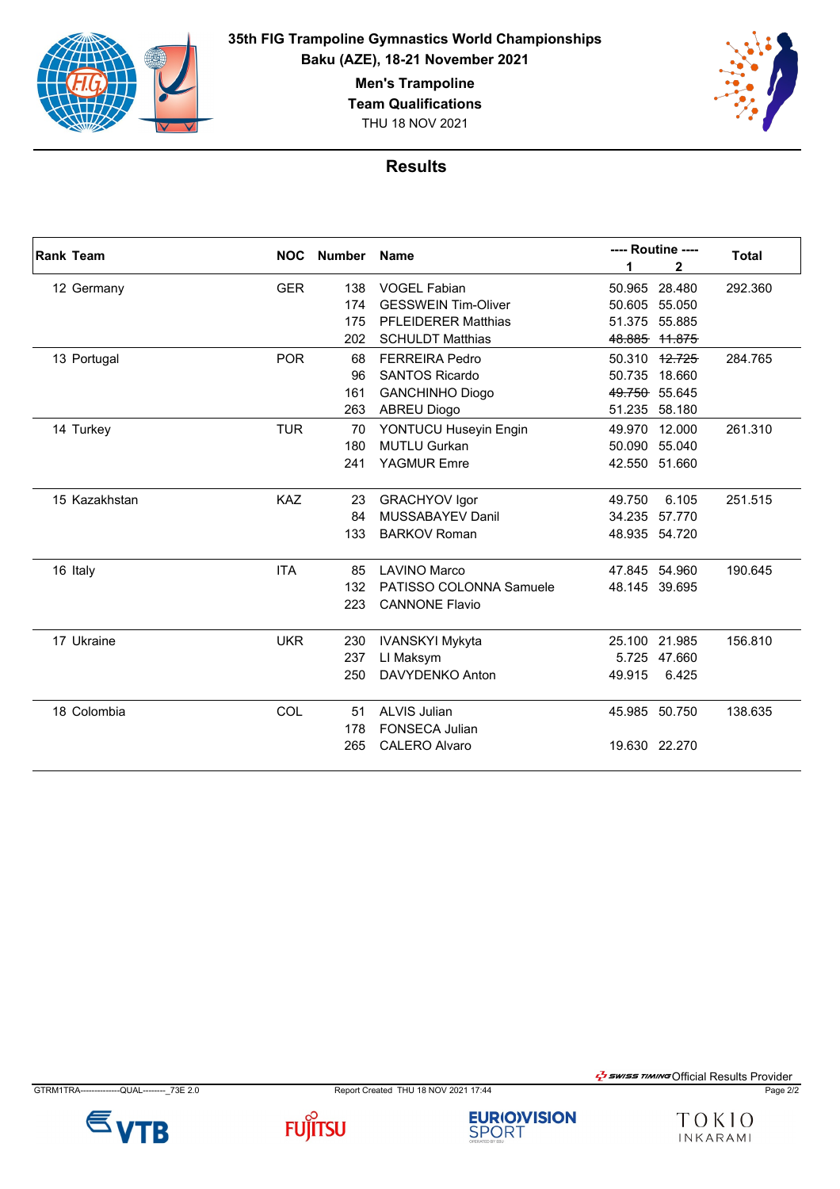**35th FIG Trampoline Gymnastics World Championships**
**Baku (AZE), 18-21 November 2021**
**Men's Trampoline**
**Team Qualifications**
THU 18 NOV 2021

## Results

| Rank | Team | NOC | Number | Name | ---- Routine ---- 1 | 2 | Total |
|---|---|---|---|---|---|---|---|
| 12 | Germany | GER | 138 | VOGEL Fabian | 50.965 | 28.480 | 292.360 |
| | | | 174 | GESSWEIN Tim-Oliver | 50.605 | 55.050 | |
| | | | 175 | PFLEIDERER Matthias | 51.375 | 55.885 | |
| | | | 202 | SCHULDT Matthias | ~~48.885~~ | ~~11.875~~ | |
| 13 | Portugal | POR | 68 | FERREIRA Pedro | 50.310 | ~~12.725~~ | 284.765 |
| | | | 96 | SANTOS Ricardo | 50.735 | 18.660 | |
| | | | 161 | GANCHINHO Diogo | ~~49.750~~ | 55.645 | |
| | | | 263 | ABREU Diogo | 51.235 | 58.180 | |
| 14 | Turkey | TUR | 70 | YONTUCU Huseyin Engin | 49.970 | 12.000 | 261.310 |
| | | | 180 | MUTLU Gurkan | 50.090 | 55.040 | |
| | | | 241 | YAGMUR Emre | 42.550 | 51.660 | |
| 15 | Kazakhstan | KAZ | 23 | GRACHYOV Igor | 49.750 | 6.105 | 251.515 |
| | | | 84 | MUSSABAYEV Danil | 34.235 | 57.770 | |
| | | | 133 | BARKOV Roman | 48.935 | 54.720 | |
| 16 | Italy | ITA | 85 | LAVINO Marco | 47.845 | 54.960 | 190.645 |
| | | | 132 | PATISSO COLONNA Samuele | 48.145 | 39.695 | |
| | | | 223 | CANNONE Flavio | | | |
| 17 | Ukraine | UKR | 230 | IVANSKYI Mykyta | 25.100 | 21.985 | 156.810 |
| | | | 237 | LI Maksym | 5.725 | 47.660 | |
| | | | 250 | DAVYDENKO Anton | 49.915 | 6.425 | |
| 18 | Colombia | COL | 51 | ALVIS Julian | 45.985 | 50.750 | 138.635 |
| | | | 178 | FONSECA Julian | | | |
| | | | 265 | CALERO Alvaro | 19.630 | 22.270 | |

GTRM1TRA--------------QUAL--------_73E 2.0 Report Created THU 18 NOV 2021 17:44

SWISS TIMING Official Results Provider